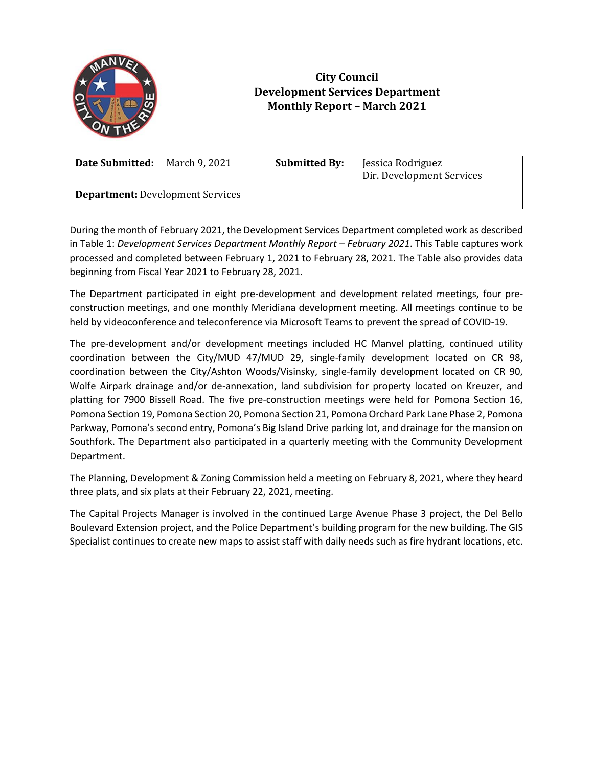# City Council
# Development Services Department
# Monthly Report – March 2021

| **Date Submitted:** March 9, 2021 | **Submitted By:** Jessica Rodriguez<br>Dir. Development Services |
|---|---|
| **Department:** Development Services | |

During the month of February 2021, the Development Services Department completed work as described in Table 1: *Development Services Department Monthly Report – February 2021*. This Table captures work processed and completed between February 1, 2021 to February 28, 2021. The Table also provides data beginning from Fiscal Year 2021 to February 28, 2021.

The Department participated in eight pre-development and development related meetings, four pre-construction meetings, and one monthly Meridiana development meeting. All meetings continue to be held by videoconference and teleconference via Microsoft Teams to prevent the spread of COVID-19.

The pre-development and/or development meetings included HC Manvel platting, continued utility coordination between the City/MUD 47/MUD 29, single-family development located on CR 98, coordination between the City/Ashton Woods/Visinsky, single-family development located on CR 90, Wolfe Airpark drainage and/or de-annexation, land subdivision for property located on Kreuzer, and platting for 7900 Bissell Road. The five pre-construction meetings were held for Pomona Section 16, Pomona Section 19, Pomona Section 20, Pomona Section 21, Pomona Orchard Park Lane Phase 2, Pomona Parkway, Pomona's second entry, Pomona's Big Island Drive parking lot, and drainage for the mansion on Southfork. The Department also participated in a quarterly meeting with the Community Development Department.

The Planning, Development & Zoning Commission held a meeting on February 8, 2021, where they heard three plats, and six plats at their February 22, 2021, meeting.

The Capital Projects Manager is involved in the continued Large Avenue Phase 3 project, the Del Bello Boulevard Extension project, and the Police Department's building program for the new building. The GIS Specialist continues to create new maps to assist staff with daily needs such as fire hydrant locations, etc.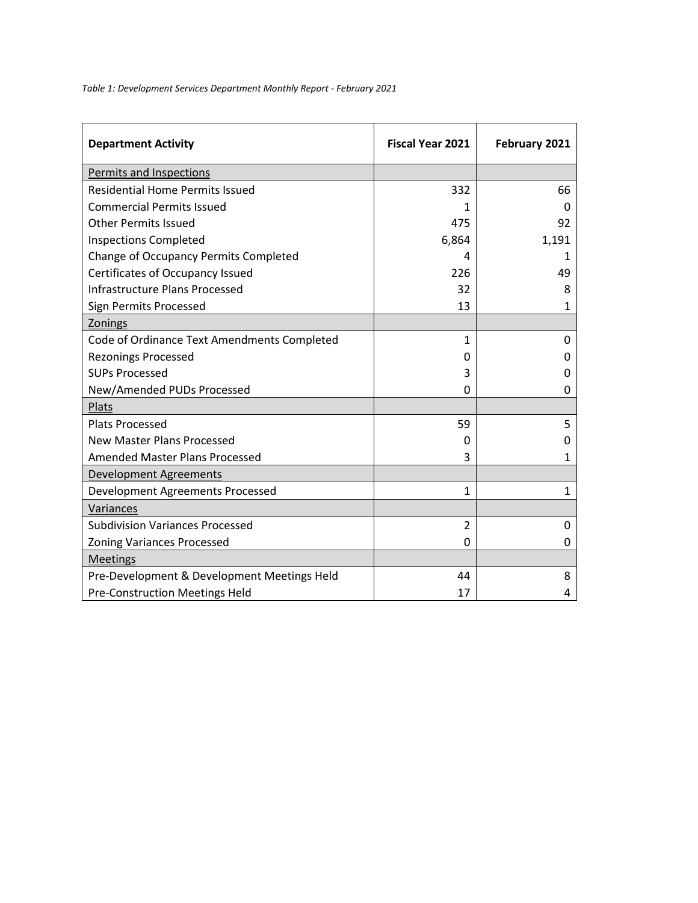*Table 1: Development Services Department Monthly Report - February 2021*

| **Department Activity** | **Fiscal Year 2021** | **February 2021** |
|---|---|---|
| Permits and Inspections | | |
| Residential Home Permits Issued | 332 | 66 |
| Commercial Permits Issued | 1 | 0 |
| Other Permits Issued | 475 | 92 |
| Inspections Completed | 6,864 | 1,191 |
| Change of Occupancy Permits Completed | 4 | 1 |
| Certificates of Occupancy Issued | 226 | 49 |
| Infrastructure Plans Processed | 32 | 8 |
| Sign Permits Processed | 13 | 1 |
| Zonings | | |
| Code of Ordinance Text Amendments Completed | 1 | 0 |
| Rezonings Processed | 0 | 0 |
| SUPs Processed | 3 | 0 |
| New/Amended PUDs Processed | 0 | 0 |
| Plats | | |
| Plats Processed | 59 | 5 |
| New Master Plans Processed | 0 | 0 |
| Amended Master Plans Processed | 3 | 1 |
| Development Agreements | | |
| Development Agreements Processed | 1 | 1 |
| Variances | | |
| Subdivision Variances Processed | 2 | 0 |
| Zoning Variances Processed | 0 | 0 |
| Meetings | | |
| Pre-Development & Development Meetings Held | 44 | 8 |
| Pre-Construction Meetings Held | 17 | 4 |